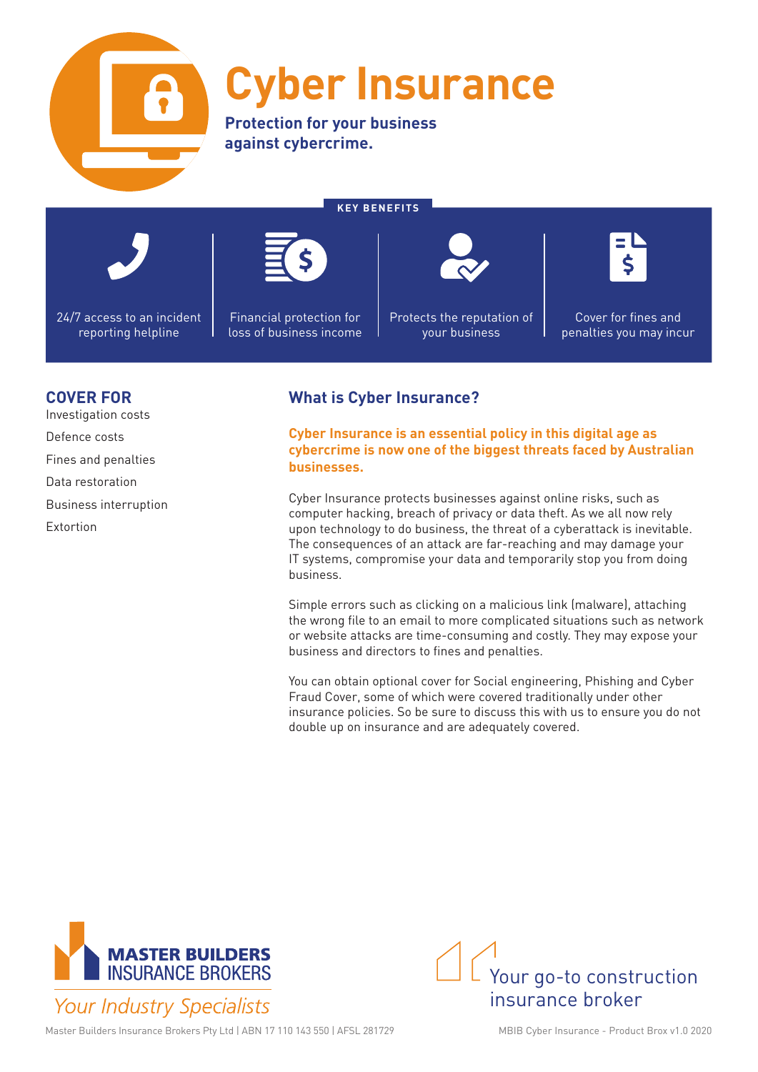# Cyber Insurance

**Protection for your business against cybercrime.**

## KEY BENEFITS

- 24/7 access to an incident reporting helpline
- Financial protection for loss of business income
- Protects the reputation of your business
- Cover for fines and penalties you may incur

## COVER FOR

- Investigation costs
- Defence costs
- Fines and penalties
- Data restoration
- Business interruption
- Extortion

## What is Cyber Insurance?

**Cyber Insurance is an essential policy in this digital age as cybercrime is now one of the biggest threats faced by Australian businesses.**

Cyber Insurance protects businesses against online risks, such as computer hacking, breach of privacy or data theft. As we all now rely upon technology to do business, the threat of a cyberattack is inevitable. The consequences of an attack are far-reaching and may damage your IT systems, compromise your data and temporarily stop you from doing business.

Simple errors such as clicking on a malicious link (malware), attaching the wrong file to an email to more complicated situations such as network or website attacks are time-consuming and costly. They may expose your business and directors to fines and penalties.

You can obtain optional cover for Social engineering, Phishing and Cyber Fraud Cover, some of which were covered traditionally under other insurance policies. So be sure to discuss this with us to ensure you do not double up on insurance and are adequately covered.

MASTER BUILDERS INSURANCE BROKERS

*Your Industry Specialists*

Your go-to construction insurance broker

Master Builders Insurance Brokers Pty Ltd | ABN 17 110 143 550 | AFSL 281729

MBIB Cyber Insurance - Product Brox v1.0 2020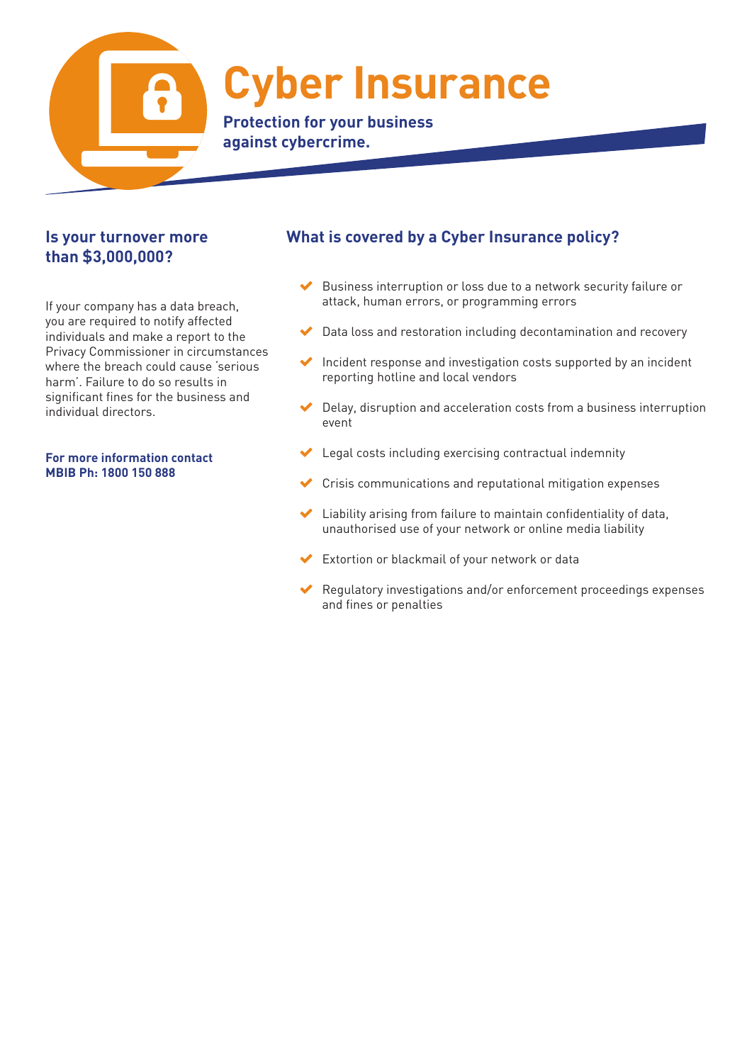# Cyber Insurance

**Protection for your business against cybercrime.**

## Is your turnover more than $3,000,000?

If your company has a data breach, you are required to notify affected individuals and make a report to the Privacy Commissioner in circumstances where the breach could cause 'serious harm'. Failure to do so results in significant fines for the business and individual directors.

**For more information contact MBIB Ph: 1800 150 888**

## What is covered by a Cyber Insurance policy?

- Business interruption or loss due to a network security failure or attack, human errors, or programming errors
- Data loss and restoration including decontamination and recovery
- Incident response and investigation costs supported by an incident reporting hotline and local vendors
- Delay, disruption and acceleration costs from a business interruption event
- Legal costs including exercising contractual indemnity
- Crisis communications and reputational mitigation expenses
- Liability arising from failure to maintain confidentiality of data, unauthorised use of your network or online media liability
- Extortion or blackmail of your network or data
- Regulatory investigations and/or enforcement proceedings expenses and fines or penalties